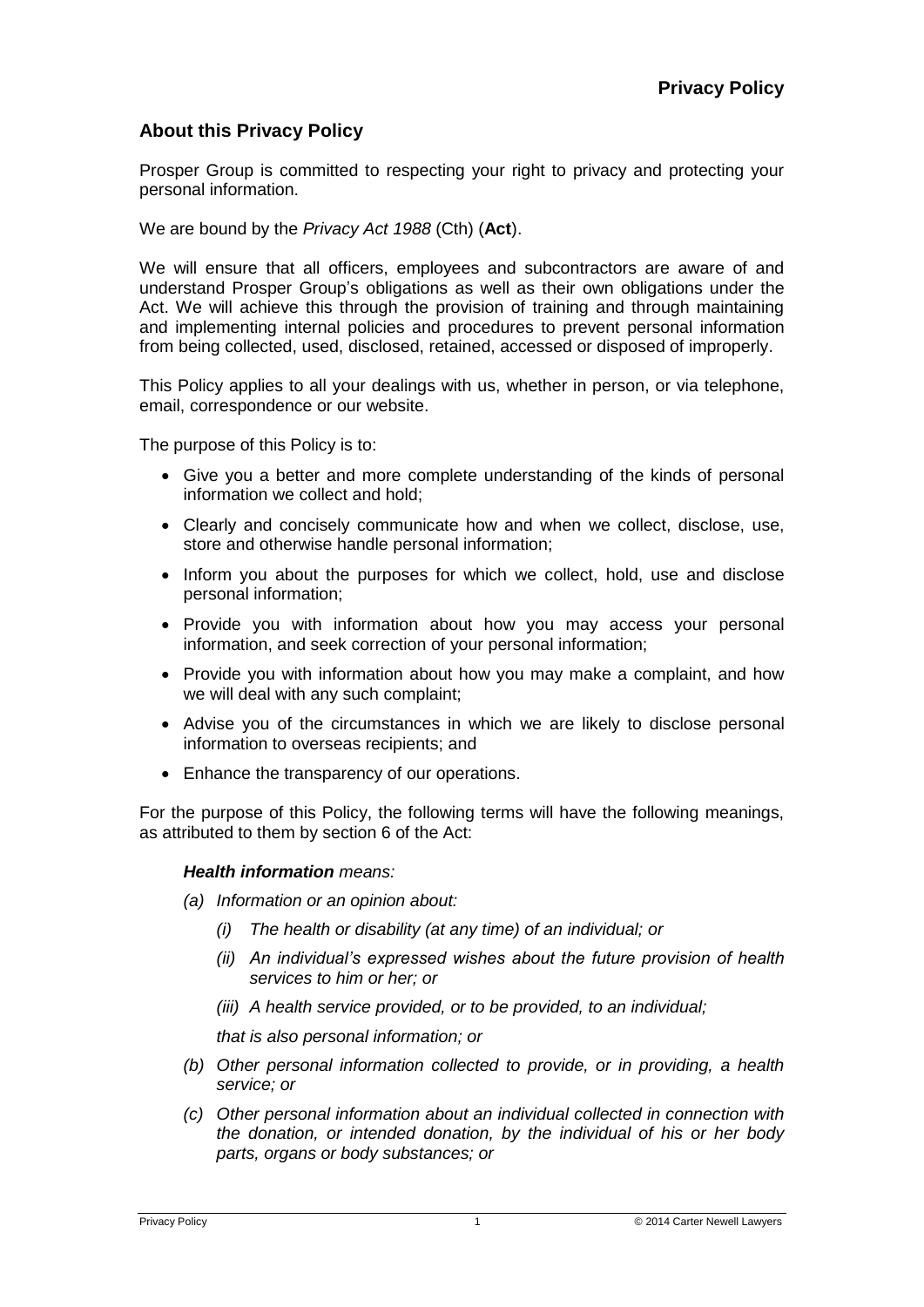# Privacy Policy

## About this Privacy Policy

Prosper Group is committed to respecting your right to privacy and protecting your personal information.

We are bound by the *Privacy Act 1988* (Cth) (**Act**).

We will ensure that all officers, employees and subcontractors are aware of and understand Prosper Group's obligations as well as their own obligations under the Act. We will achieve this through the provision of training and through maintaining and implementing internal policies and procedures to prevent personal information from being collected, used, disclosed, retained, accessed or disposed of improperly.

This Policy applies to all your dealings with us, whether in person, or via telephone, email, correspondence or our website.

The purpose of this Policy is to:

- Give you a better and more complete understanding of the kinds of personal information we collect and hold;
- Clearly and concisely communicate how and when we collect, disclose, use, store and otherwise handle personal information;
- Inform you about the purposes for which we collect, hold, use and disclose personal information;
- Provide you with information about how you may access your personal information, and seek correction of your personal information;
- Provide you with information about how you may make a complaint, and how we will deal with any such complaint;
- Advise you of the circumstances in which we are likely to disclose personal information to overseas recipients; and
- Enhance the transparency of our operations.

For the purpose of this Policy, the following terms will have the following meanings, as attributed to them by section 6 of the Act:

***Health information** means:*

*(a) Information or an opinion about:*

*(i) The health or disability (at any time) of an individual; or*

*(ii) An individual's expressed wishes about the future provision of health services to him or her; or*

*(iii) A health service provided, or to be provided, to an individual;*

*that is also personal information; or*

*(b) Other personal information collected to provide, or in providing, a health service; or*

*(c) Other personal information about an individual collected in connection with the donation, or intended donation, by the individual of his or her body parts, organs or body substances; or*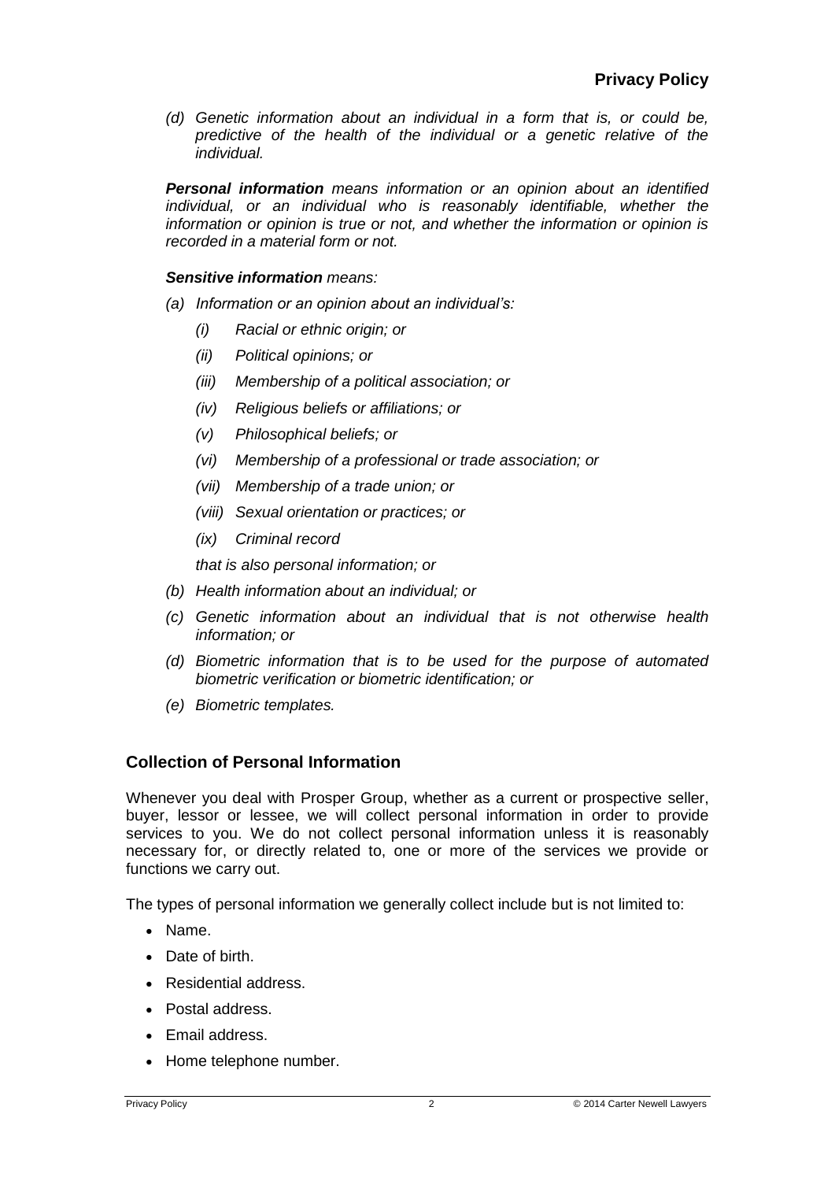*(d) Genetic information about an individual in a form that is, or could be, predictive of the health of the individual or a genetic relative of the individual.*

***Personal information*** *means information or an opinion about an identified individual, or an individual who is reasonably identifiable, whether the information or opinion is true or not, and whether the information or opinion is recorded in a material form or not.*

***Sensitive information*** *means:*

*(a) Information or an opinion about an individual's:*

*(i) Racial or ethnic origin; or*

*(ii) Political opinions; or*

*(iii) Membership of a political association; or*

*(iv) Religious beliefs or affiliations; or*

*(v) Philosophical beliefs; or*

*(vi) Membership of a professional or trade association; or*

*(vii) Membership of a trade union; or*

*(viii) Sexual orientation or practices; or*

*(ix) Criminal record*

*that is also personal information; or*

*(b) Health information about an individual; or*

*(c) Genetic information about an individual that is not otherwise health information; or*

*(d) Biometric information that is to be used for the purpose of automated biometric verification or biometric identification; or*

*(e) Biometric templates.*

## Collection of Personal Information

Whenever you deal with Prosper Group, whether as a current or prospective seller, buyer, lessor or lessee, we will collect personal information in order to provide services to you. We do not collect personal information unless it is reasonably necessary for, or directly related to, one or more of the services we provide or functions we carry out.

The types of personal information we generally collect include but is not limited to:

- Name.
- Date of birth.
- Residential address.
- Postal address.
- Email address.
- Home telephone number.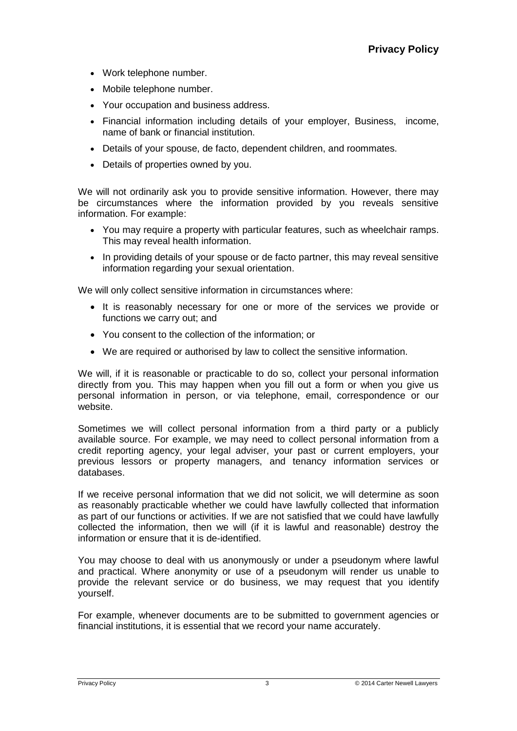- Work telephone number.
- Mobile telephone number.
- Your occupation and business address.
- Financial information including details of your employer, Business, income, name of bank or financial institution.
- Details of your spouse, de facto, dependent children, and roommates.
- Details of properties owned by you.

We will not ordinarily ask you to provide sensitive information. However, there may be circumstances where the information provided by you reveals sensitive information. For example:

- You may require a property with particular features, such as wheelchair ramps. This may reveal health information.
- In providing details of your spouse or de facto partner, this may reveal sensitive information regarding your sexual orientation.

We will only collect sensitive information in circumstances where:

- It is reasonably necessary for one or more of the services we provide or functions we carry out; and
- You consent to the collection of the information; or
- We are required or authorised by law to collect the sensitive information.

We will, if it is reasonable or practicable to do so, collect your personal information directly from you. This may happen when you fill out a form or when you give us personal information in person, or via telephone, email, correspondence or our website.

Sometimes we will collect personal information from a third party or a publicly available source. For example, we may need to collect personal information from a credit reporting agency, your legal adviser, your past or current employers, your previous lessors or property managers, and tenancy information services or databases.

If we receive personal information that we did not solicit, we will determine as soon as reasonably practicable whether we could have lawfully collected that information as part of our functions or activities. If we are not satisfied that we could have lawfully collected the information, then we will (if it is lawful and reasonable) destroy the information or ensure that it is de-identified.

You may choose to deal with us anonymously or under a pseudonym where lawful and practical. Where anonymity or use of a pseudonym will render us unable to provide the relevant service or do business, we may request that you identify yourself.

For example, whenever documents are to be submitted to government agencies or financial institutions, it is essential that we record your name accurately.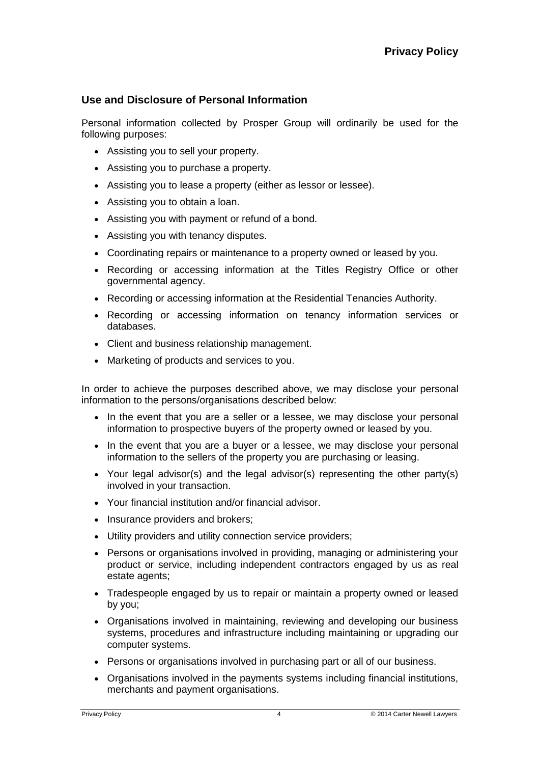## Use and Disclosure of Personal Information

Personal information collected by Prosper Group will ordinarily be used for the following purposes:

- Assisting you to sell your property.
- Assisting you to purchase a property.
- Assisting you to lease a property (either as lessor or lessee).
- Assisting you to obtain a loan.
- Assisting you with payment or refund of a bond.
- Assisting you with tenancy disputes.
- Coordinating repairs or maintenance to a property owned or leased by you.
- Recording or accessing information at the Titles Registry Office or other governmental agency.
- Recording or accessing information at the Residential Tenancies Authority.
- Recording or accessing information on tenancy information services or databases.
- Client and business relationship management.
- Marketing of products and services to you.

In order to achieve the purposes described above, we may disclose your personal information to the persons/organisations described below:

- In the event that you are a seller or a lessee, we may disclose your personal information to prospective buyers of the property owned or leased by you.
- In the event that you are a buyer or a lessee, we may disclose your personal information to the sellers of the property you are purchasing or leasing.
- Your legal advisor(s) and the legal advisor(s) representing the other party(s) involved in your transaction.
- Your financial institution and/or financial advisor.
- Insurance providers and brokers;
- Utility providers and utility connection service providers;
- Persons or organisations involved in providing, managing or administering your product or service, including independent contractors engaged by us as real estate agents;
- Tradespeople engaged by us to repair or maintain a property owned or leased by you;
- Organisations involved in maintaining, reviewing and developing our business systems, procedures and infrastructure including maintaining or upgrading our computer systems.
- Persons or organisations involved in purchasing part or all of our business.
- Organisations involved in the payments systems including financial institutions, merchants and payment organisations.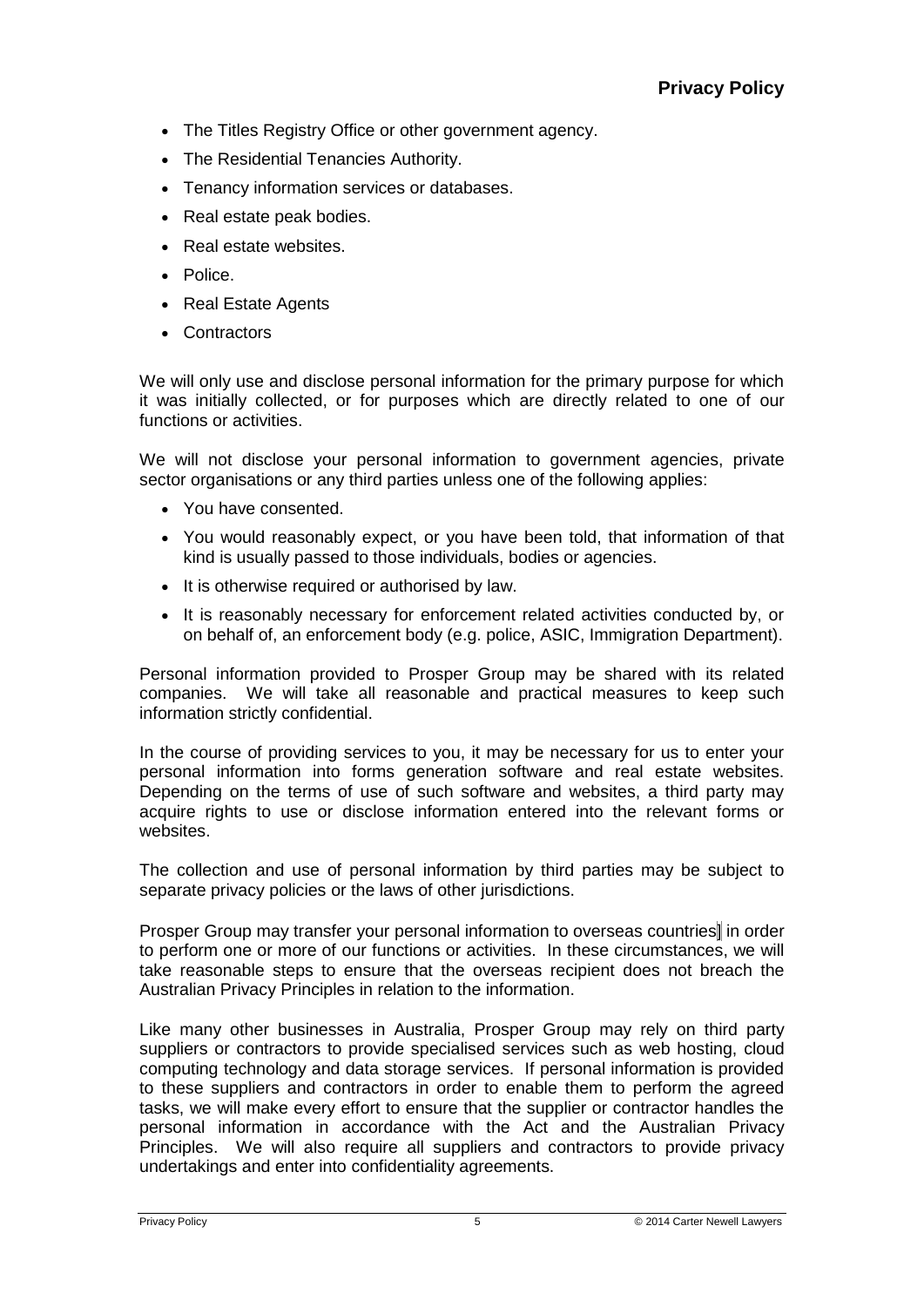- The Titles Registry Office or other government agency.
- The Residential Tenancies Authority.
- Tenancy information services or databases.
- Real estate peak bodies.
- Real estate websites.
- Police.
- Real Estate Agents
- Contractors

We will only use and disclose personal information for the primary purpose for which it was initially collected, or for purposes which are directly related to one of our functions or activities.

We will not disclose your personal information to government agencies, private sector organisations or any third parties unless one of the following applies:

- You have consented.
- You would reasonably expect, or you have been told, that information of that kind is usually passed to those individuals, bodies or agencies.
- It is otherwise required or authorised by law.
- It is reasonably necessary for enforcement related activities conducted by, or on behalf of, an enforcement body (e.g. police, ASIC, Immigration Department).

Personal information provided to Prosper Group may be shared with its related companies. We will take all reasonable and practical measures to keep such information strictly confidential.

In the course of providing services to you, it may be necessary for us to enter your personal information into forms generation software and real estate websites. Depending on the terms of use of such software and websites, a third party may acquire rights to use or disclose information entered into the relevant forms or websites.

The collection and use of personal information by third parties may be subject to separate privacy policies or the laws of other jurisdictions.

Prosper Group may transfer your personal information to overseas countries in order to perform one or more of our functions or activities. In these circumstances, we will take reasonable steps to ensure that the overseas recipient does not breach the Australian Privacy Principles in relation to the information.

Like many other businesses in Australia, Prosper Group may rely on third party suppliers or contractors to provide specialised services such as web hosting, cloud computing technology and data storage services. If personal information is provided to these suppliers and contractors in order to enable them to perform the agreed tasks, we will make every effort to ensure that the supplier or contractor handles the personal information in accordance with the Act and the Australian Privacy Principles. We will also require all suppliers and contractors to provide privacy undertakings and enter into confidentiality agreements.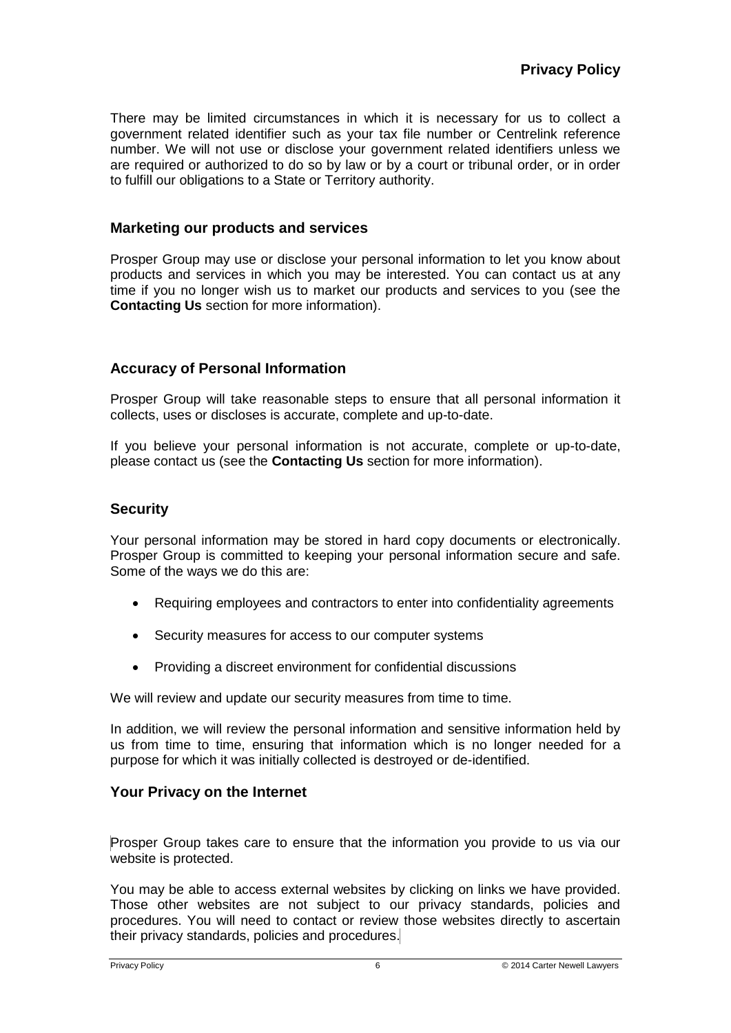There may be limited circumstances in which it is necessary for us to collect a government related identifier such as your tax file number or Centrelink reference number. We will not use or disclose your government related identifiers unless we are required or authorized to do so by law or by a court or tribunal order, or in order to fulfill our obligations to a State or Territory authority.

## Marketing our products and services

Prosper Group may use or disclose your personal information to let you know about products and services in which you may be interested. You can contact us at any time if you no longer wish us to market our products and services to you (see the **Contacting Us** section for more information).

## Accuracy of Personal Information

Prosper Group will take reasonable steps to ensure that all personal information it collects, uses or discloses is accurate, complete and up-to-date.

If you believe your personal information is not accurate, complete or up-to-date, please contact us (see the **Contacting Us** section for more information).

## Security

Your personal information may be stored in hard copy documents or electronically. Prosper Group is committed to keeping your personal information secure and safe. Some of the ways we do this are:

- Requiring employees and contractors to enter into confidentiality agreements
- Security measures for access to our computer systems
- Providing a discreet environment for confidential discussions

We will review and update our security measures from time to time.

In addition, we will review the personal information and sensitive information held by us from time to time, ensuring that information which is no longer needed for a purpose for which it was initially collected is destroyed or de-identified.

## Your Privacy on the Internet

Prosper Group takes care to ensure that the information you provide to us via our website is protected.

You may be able to access external websites by clicking on links we have provided. Those other websites are not subject to our privacy standards, policies and procedures. You will need to contact or review those websites directly to ascertain their privacy standards, policies and procedures.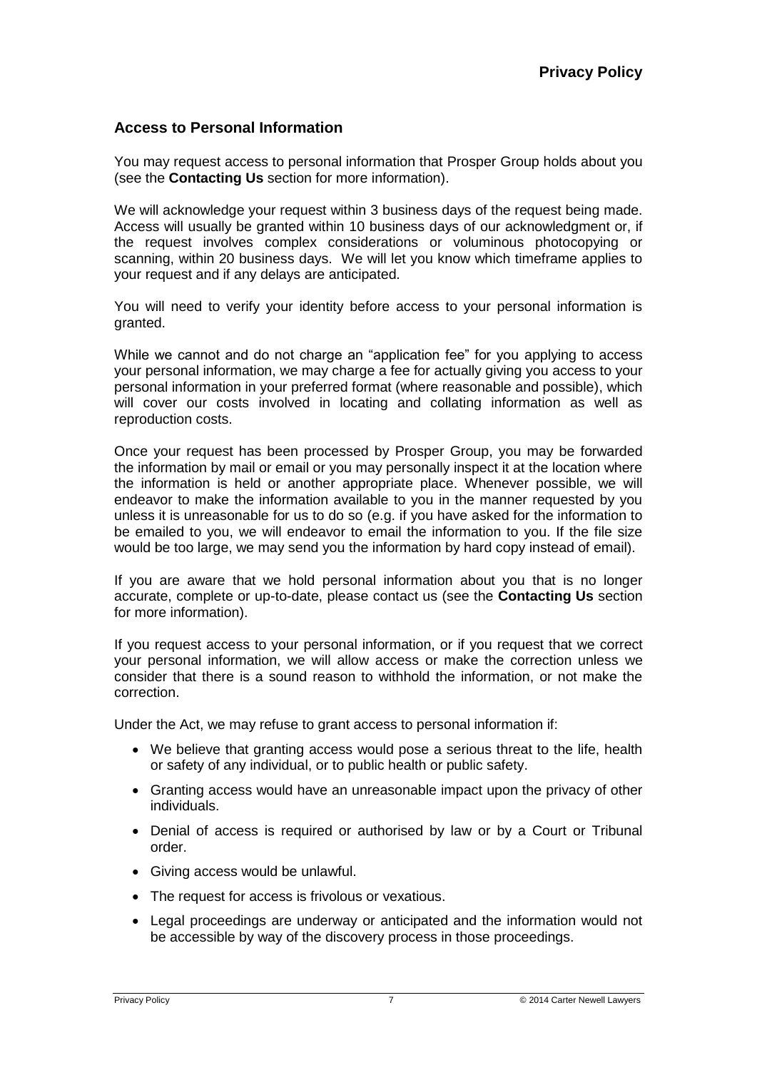## Access to Personal Information

You may request access to personal information that Prosper Group holds about you (see the **Contacting Us** section for more information).

We will acknowledge your request within 3 business days of the request being made. Access will usually be granted within 10 business days of our acknowledgment or, if the request involves complex considerations or voluminous photocopying or scanning, within 20 business days. We will let you know which timeframe applies to your request and if any delays are anticipated.

You will need to verify your identity before access to your personal information is granted.

While we cannot and do not charge an "application fee" for you applying to access your personal information, we may charge a fee for actually giving you access to your personal information in your preferred format (where reasonable and possible), which will cover our costs involved in locating and collating information as well as reproduction costs.

Once your request has been processed by Prosper Group, you may be forwarded the information by mail or email or you may personally inspect it at the location where the information is held or another appropriate place. Whenever possible, we will endeavor to make the information available to you in the manner requested by you unless it is unreasonable for us to do so (e.g. if you have asked for the information to be emailed to you, we will endeavor to email the information to you. If the file size would be too large, we may send you the information by hard copy instead of email).

If you are aware that we hold personal information about you that is no longer accurate, complete or up-to-date, please contact us (see the **Contacting Us** section for more information).

If you request access to your personal information, or if you request that we correct your personal information, we will allow access or make the correction unless we consider that there is a sound reason to withhold the information, or not make the correction.

Under the Act, we may refuse to grant access to personal information if:

- We believe that granting access would pose a serious threat to the life, health or safety of any individual, or to public health or public safety.
- Granting access would have an unreasonable impact upon the privacy of other individuals.
- Denial of access is required or authorised by law or by a Court or Tribunal order.
- Giving access would be unlawful.
- The request for access is frivolous or vexatious.
- Legal proceedings are underway or anticipated and the information would not be accessible by way of the discovery process in those proceedings.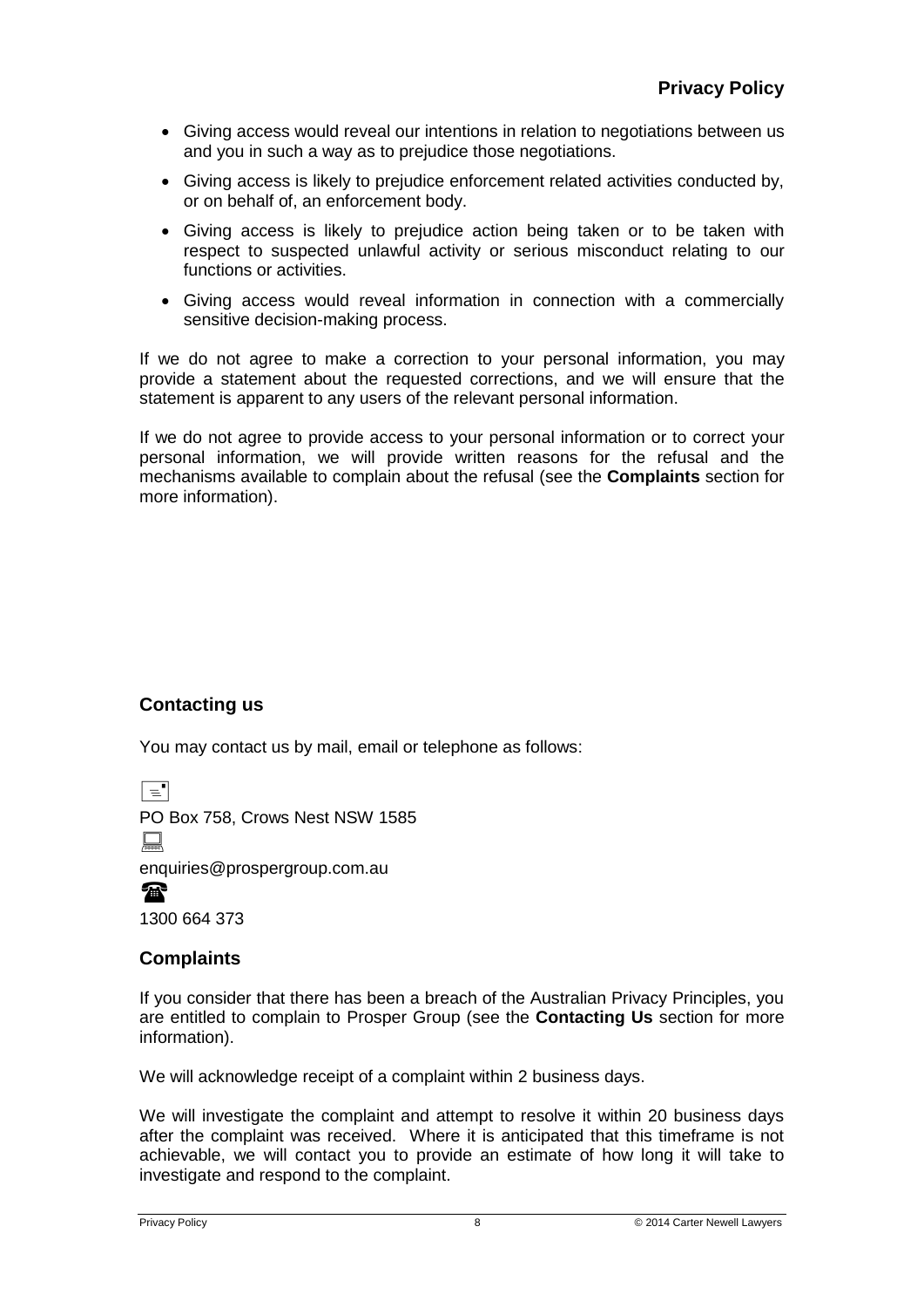- Giving access would reveal our intentions in relation to negotiations between us and you in such a way as to prejudice those negotiations.
- Giving access is likely to prejudice enforcement related activities conducted by, or on behalf of, an enforcement body.
- Giving access is likely to prejudice action being taken or to be taken with respect to suspected unlawful activity or serious misconduct relating to our functions or activities.
- Giving access would reveal information in connection with a commercially sensitive decision-making process.

If we do not agree to make a correction to your personal information, you may provide a statement about the requested corrections, and we will ensure that the statement is apparent to any users of the relevant personal information.

If we do not agree to provide access to your personal information or to correct your personal information, we will provide written reasons for the refusal and the mechanisms available to complain about the refusal (see the **Complaints** section for more information).

## Contacting us

You may contact us by mail, email or telephone as follows:

PO Box 758, Crows Nest NSW 1585

enquiries@prospergroup.com.au

1300 664 373

## Complaints

If you consider that there has been a breach of the Australian Privacy Principles, you are entitled to complain to Prosper Group (see the **Contacting Us** section for more information).

We will acknowledge receipt of a complaint within 2 business days.

We will investigate the complaint and attempt to resolve it within 20 business days after the complaint was received. Where it is anticipated that this timeframe is not achievable, we will contact you to provide an estimate of how long it will take to investigate and respond to the complaint.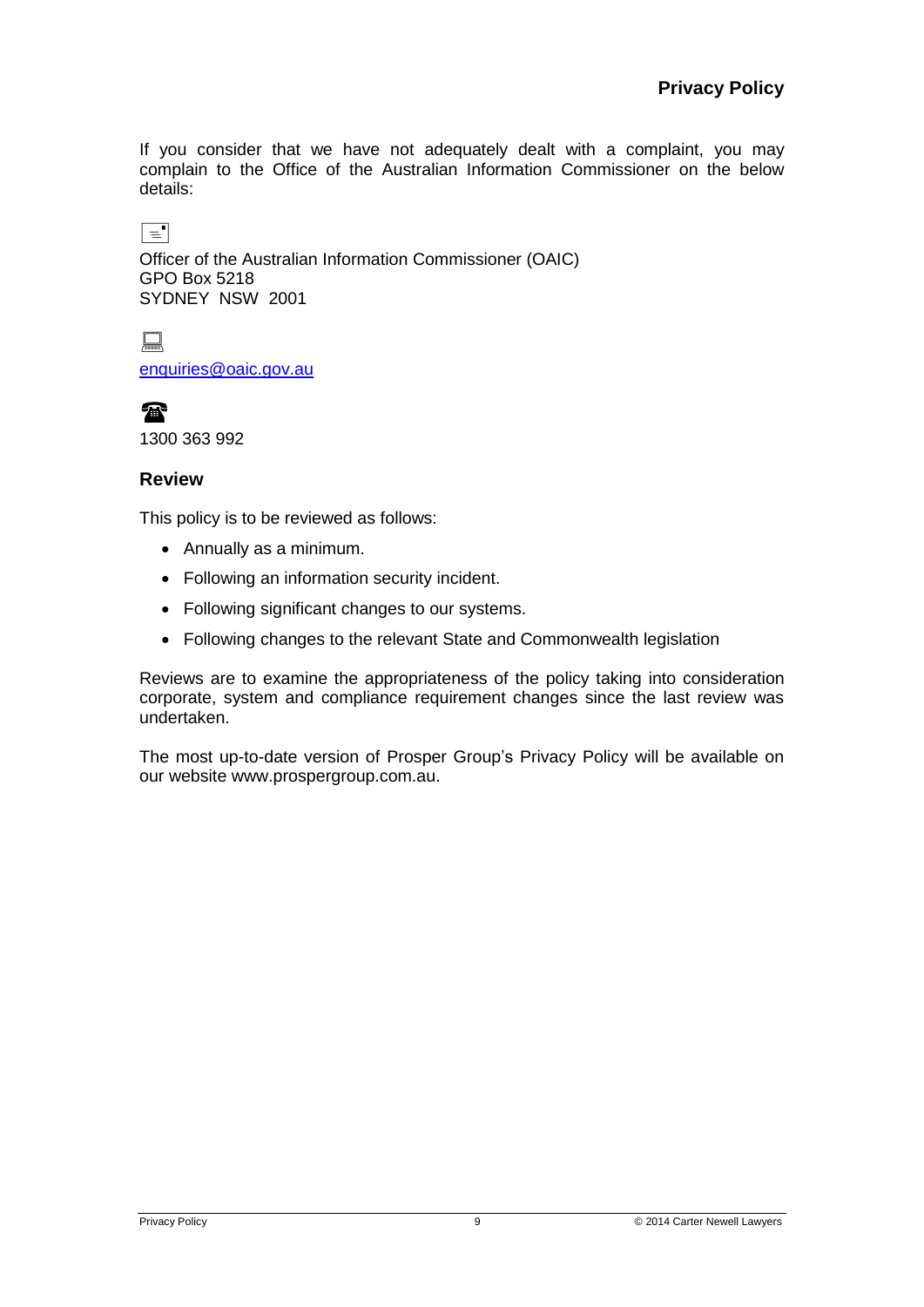If you consider that we have not adequately dealt with a complaint, you may complain to the Office of the Australian Information Commissioner on the below details:

Officer of the Australian Information Commissioner (OAIC)
GPO Box 5218
SYDNEY NSW 2001

enquiries@oaic.gov.au

1300 363 992

## Review

This policy is to be reviewed as follows:

- Annually as a minimum.
- Following an information security incident.
- Following significant changes to our systems.
- Following changes to the relevant State and Commonwealth legislation

Reviews are to examine the appropriateness of the policy taking into consideration corporate, system and compliance requirement changes since the last review was undertaken.

The most up-to-date version of Prosper Group's Privacy Policy will be available on our website www.prospergroup.com.au.